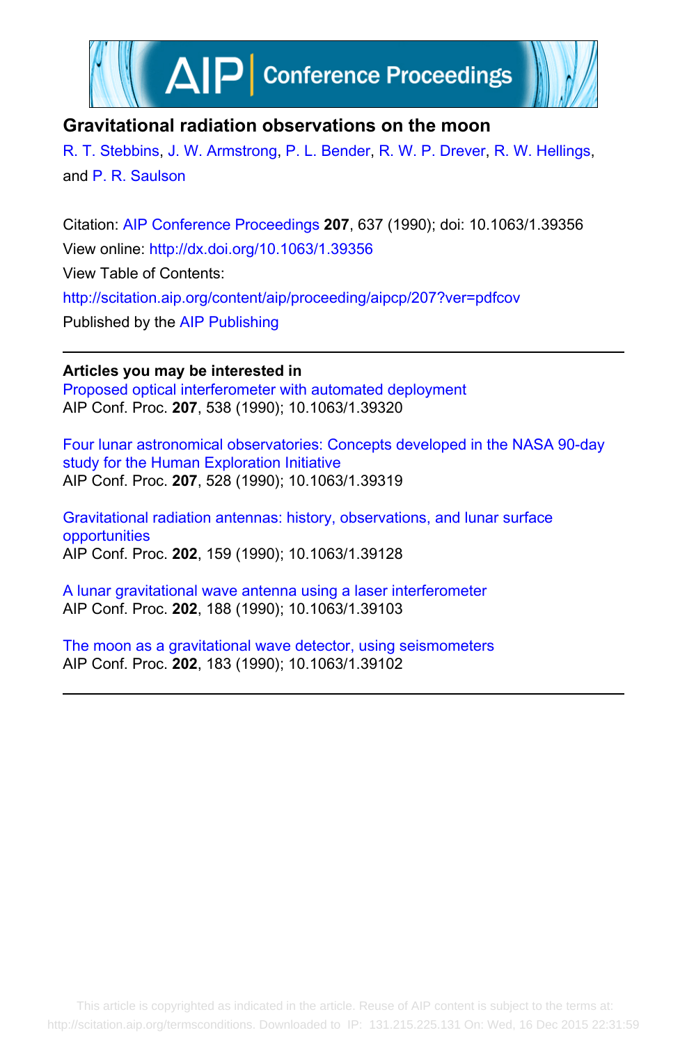# Gravitational radiation observations on the moon

R. T. Stebbins, J. W. Armstrong, P. L. Bender, R. W. P. Drever, R. W. Hellings, and P. R. Saulson

Citation: AIP Conference Proceedings **207**, 637 (1990); doi: 10.1063/1.39356

View online: http://dx.doi.org/10.1063/1.39356

View Table of Contents: http://scitation.aip.org/content/aip/proceeding/aipcp/207?ver=pdfcov

Published by the AIP Publishing

---

**Articles you may be interested in**

Proposed optical interferometer with automated deployment
AIP Conf. Proc. **207**, 538 (1990); 10.1063/1.39320

Four lunar astronomical observatories: Concepts developed in the NASA 90-day study for the Human Exploration Initiative
AIP Conf. Proc. **207**, 528 (1990); 10.1063/1.39319

Gravitational radiation antennas: history, observations, and lunar surface opportunities
AIP Conf. Proc. **202**, 159 (1990); 10.1063/1.39128

A lunar gravitational wave antenna using a laser interferometer
AIP Conf. Proc. **202**, 188 (1990); 10.1063/1.39103

The moon as a gravitational wave detector, using seismometers
AIP Conf. Proc. **202**, 183 (1990); 10.1063/1.39102

---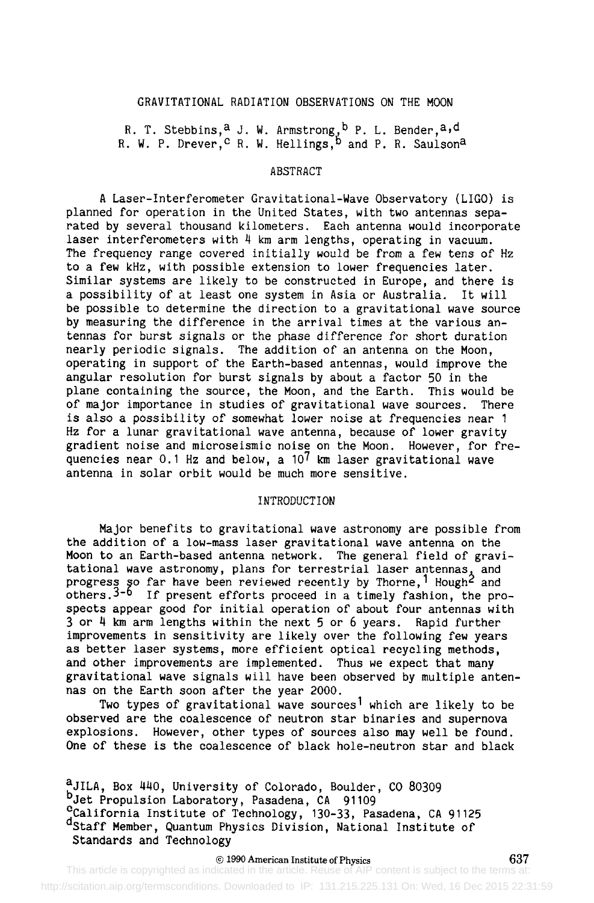# GRAVITATIONAL RADIATION OBSERVATIONS ON THE MOON

R. T. Stebbins,[a] J. W. Armstrong,[b] P. L. Bender,[a,d]
R. W. P. Drever,[c] R. W. Hellings,[b] and P. R. Saulson[a]

## ABSTRACT

A Laser-Interferometer Gravitational-Wave Observatory (LIGO) is planned for operation in the United States, with two antennas separated by several thousand kilometers. Each antenna would incorporate laser interferometers with 4 km arm lengths, operating in vacuum. The frequency range covered initially would be from a few tens of Hz to a few kHz, with possible extension to lower frequencies later. Similar systems are likely to be constructed in Europe, and there is a possibility of at least one system in Asia or Australia. It will be possible to determine the direction to a gravitational wave source by measuring the difference in the arrival times at the various antennas for burst signals or the phase difference for short duration nearly periodic signals. The addition of an antenna on the Moon, operating in support of the Earth-based antennas, would improve the angular resolution for burst signals by about a factor 50 in the plane containing the source, the Moon, and the Earth. This would be of major importance in studies of gravitational wave sources. There is also a possibility of somewhat lower noise at frequencies near 1 Hz for a lunar gravitational wave antenna, because of lower gravity gradient noise and microseismic noise on the Moon. However, for frequencies near 0.1 Hz and below, a $10^7$ km laser gravitational wave antenna in solar orbit would be much more sensitive.

## INTRODUCTION

Major benefits to gravitational wave astronomy are possible from the addition of a low-mass laser gravitational wave antenna on the Moon to an Earth-based antenna network. The general field of gravitational wave astronomy, plans for terrestrial laser antennas, and progress so far have been reviewed recently by Thorne,[1] Hough[2] and others.[3-6] If present efforts proceed in a timely fashion, the prospects appear good for initial operation of about four antennas with 3 or 4 km arm lengths within the next 5 or 6 years. Rapid further improvements in sensitivity are likely over the following few years as better laser systems, more efficient optical recycling methods, and other improvements are implemented. Thus we expect that many gravitational wave signals will have been observed by multiple antennas on the Earth soon after the year 2000.

Two types of gravitational wave sources[1] which are likely to be observed are the coalescence of neutron star binaries and supernova explosions. However, other types of sources also may well be found. One of these is the coalescence of black hole-neutron star and black

[a]JILA, Box 440, University of Colorado, Boulder, CO 80309
[b]Jet Propulsion Laboratory, Pasadena, CA 91109
[c]California Institute of Technology, 130-33, Pasadena, CA 91125
[d]Staff Member, Quantum Physics Division, National Institute of Standards and Technology

© 1990 American Institute of Physics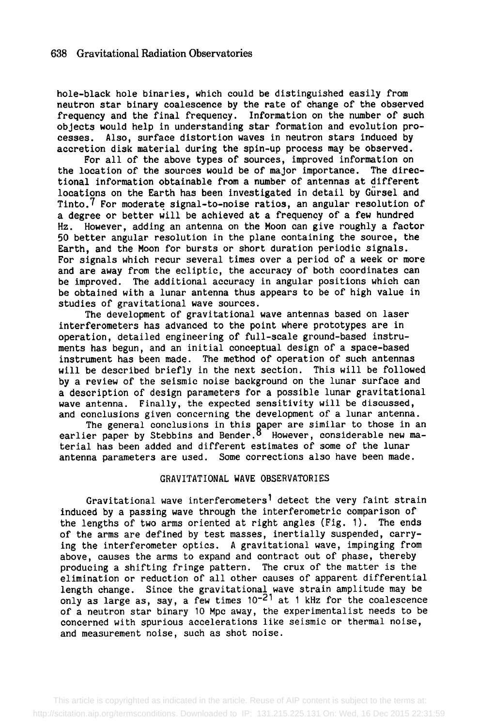hole-black hole binaries, which could be distinguished easily from neutron star binary coalescence by the rate of change of the observed frequency and the final frequency. Information on the number of such objects would help in understanding star formation and evolution processes. Also, surface distortion waves in neutron stars induced by accretion disk material during the spin-up process may be observed.

For all of the above types of sources, improved information on the location of the sources would be of major importance. The directional information obtainable from a number of antennas at different locations on the Earth has been investigated in detail by Gürsel and Tinto.[7] For moderate signal-to-noise ratios, an angular resolution of a degree or better will be achieved at a frequency of a few hundred Hz. However, adding an antenna on the Moon can give roughly a factor 50 better angular resolution in the plane containing the source, the Earth, and the Moon for bursts or short duration periodic signals. For signals which recur several times over a period of a week or more and are away from the ecliptic, the accuracy of both coordinates can be improved. The additional accuracy in angular positions which can be obtained with a lunar antenna thus appears to be of high value in studies of gravitational wave sources.

The development of gravitational wave antennas based on laser interferometers has advanced to the point where prototypes are in operation, detailed engineering of full-scale ground-based instruments has begun, and an initial conceptual design of a space-based instrument has been made. The method of operation of such antennas will be described briefly in the next section. This will be followed by a review of the seismic noise background on the lunar surface and a description of design parameters for a possible lunar gravitational wave antenna. Finally, the expected sensitivity will be discussed, and conclusions given concerning the development of a lunar antenna.

The general conclusions in this paper are similar to those in an earlier paper by Stebbins and Bender.[8] However, considerable new material has been added and different estimates of some of the lunar antenna parameters are used. Some corrections also have been made.

## GRAVITATIONAL WAVE OBSERVATORIES

Gravitational wave interferometers[1] detect the very faint strain induced by a passing wave through the interferometric comparison of the lengths of two arms oriented at right angles (Fig. 1). The ends of the arms are defined by test masses, inertially suspended, carrying the interferometer optics. A gravitational wave, impinging from above, causes the arms to expand and contract out of phase, thereby producing a shifting fringe pattern. The crux of the matter is the elimination or reduction of all other causes of apparent differential length change. Since the gravitational wave strain amplitude may be only as large as, say, a few times $10^{-21}$ at 1 kHz for the coalescence of a neutron star binary 10 Mpc away, the experimentalist needs to be concerned with spurious accelerations like seismic or thermal noise, and measurement noise, such as shot noise.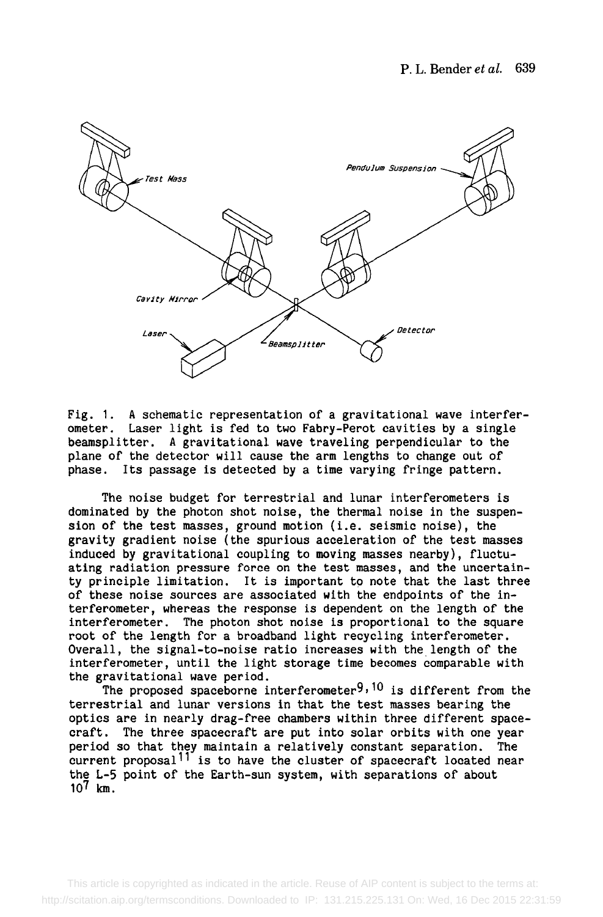Fig. 1. A schematic representation of a gravitational wave interferometer. Laser light is fed to two Fabry-Perot cavities by a single beamsplitter. A gravitational wave traveling perpendicular to the plane of the detector will cause the arm lengths to change out of phase. Its passage is detected by a time varying fringe pattern.

The noise budget for terrestrial and lunar interferometers is dominated by the photon shot noise, the thermal noise in the suspension of the test masses, ground motion (i.e. seismic noise), the gravity gradient noise (the spurious acceleration of the test masses induced by gravitational coupling to moving masses nearby), fluctuating radiation pressure force on the test masses, and the uncertainty principle limitation. It is important to note that the last three of these noise sources are associated with the endpoints of the interferometer, whereas the response is dependent on the length of the interferometer. The photon shot noise is proportional to the square root of the length for a broadband light recycling interferometer. Overall, the signal-to-noise ratio increases with the length of the interferometer, until the light storage time becomes comparable with the gravitational wave period.

The proposed spaceborne interferometer[9,10] is different from the terrestrial and lunar versions in that the test masses bearing the optics are in nearly drag-free chambers within three different spacecraft. The three spacecraft are put into solar orbits with one year period so that they maintain a relatively constant separation. The current proposal[11] is to have the cluster of spacecraft located near the L-5 point of the Earth-sun system, with separations of about $10^7$ km.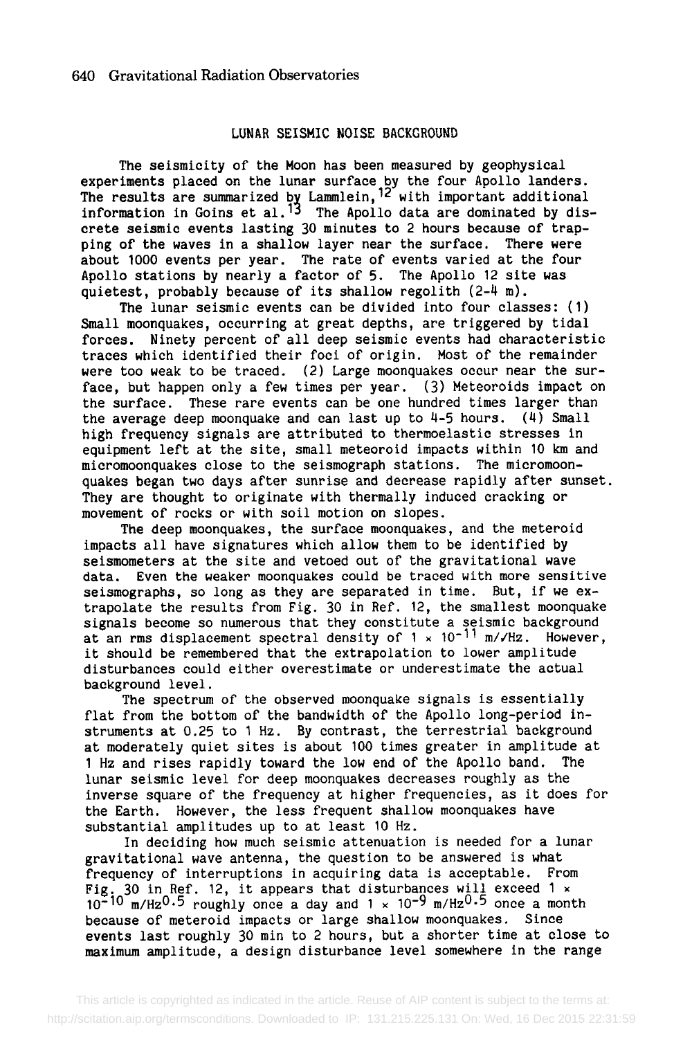## LUNAR SEISMIC NOISE BACKGROUND

The seismicity of the Moon has been measured by geophysical experiments placed on the lunar surface by the four Apollo landers. The results are summarized by Lammlein,[12] with important additional information in Goins et al.[13] The Apollo data are dominated by discrete seismic events lasting 30 minutes to 2 hours because of trapping of the waves in a shallow layer near the surface. There were about 1000 events per year. The rate of events varied at the four Apollo stations by nearly a factor of 5. The Apollo 12 site was quietest, probably because of its shallow regolith (2-4 m).

The lunar seismic events can be divided into four classes: (1) Small moonquakes, occurring at great depths, are triggered by tidal forces. Ninety percent of all deep seismic events had characteristic traces which identified their foci of origin. Most of the remainder were too weak to be traced. (2) Large moonquakes occur near the surface, but happen only a few times per year. (3) Meteoroids impact on the surface. These rare events can be one hundred times larger than the average deep moonquake and can last up to 4-5 hours. (4) Small high frequency signals are attributed to thermoelastic stresses in equipment left at the site, small meteoroid impacts within 10 km and micromoonquakes close to the seismograph stations. The micromoonquakes began two days after sunrise and decrease rapidly after sunset. They are thought to originate with thermally induced cracking or movement of rocks or with soil motion on slopes.

The deep moonquakes, the surface moonquakes, and the meteroid impacts all have signatures which allow them to be identified by seismometers at the site and vetoed out of the gravitational wave data. Even the weaker moonquakes could be traced with more sensitive seismographs, so long as they are separated in time. But, if we extrapolate the results from Fig. 30 in Ref. 12, the smallest moonquake signals become so numerous that they constitute a seismic background at an rms displacement spectral density of $1 \times 10^{-11}$ m/$\sqrt{\text{Hz}}$. However, it should be remembered that the extrapolation to lower amplitude disturbances could either overestimate or underestimate the actual background level.

The spectrum of the observed moonquake signals is essentially flat from the bottom of the bandwidth of the Apollo long-period instruments at 0.25 to 1 Hz. By contrast, the terrestrial background at moderately quiet sites is about 100 times greater in amplitude at 1 Hz and rises rapidly toward the low end of the Apollo band. The lunar seismic level for deep moonquakes decreases roughly as the inverse square of the frequency at higher frequencies, as it does for the Earth. However, the less frequent shallow moonquakes have substantial amplitudes up to at least 10 Hz.

In deciding how much seismic attenuation is needed for a lunar gravitational wave antenna, the question to be answered is what frequency of interruptions in acquiring data is acceptable. From Fig. 30 in Ref. 12, it appears that disturbances will exceed $1 \times 10^{-10}$ m/Hz$^{0.5}$ roughly once a day and $1 \times 10^{-9}$ m/Hz$^{0.5}$ once a month because of meteroid impacts or large shallow moonquakes. Since events last roughly 30 min to 2 hours, but a shorter time at close to maximum amplitude, a design disturbance level somewhere in the range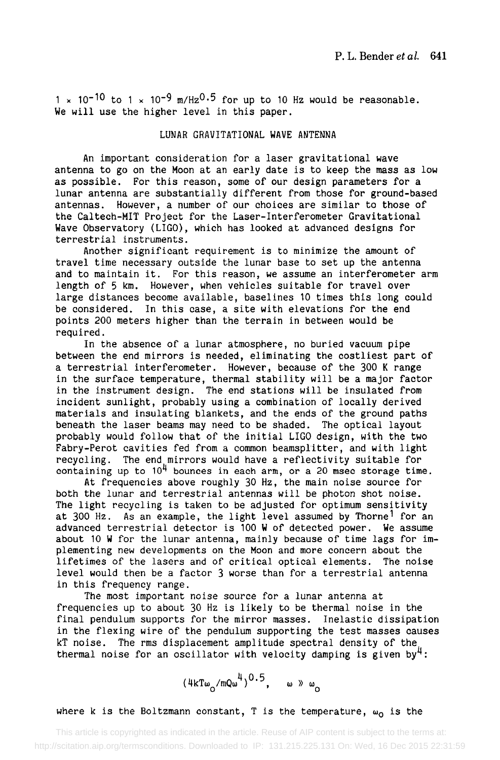$1 \times 10^{-10}$ to $1 \times 10^{-9}$ m/Hz$^{0.5}$ for up to 10 Hz would be reasonable. We will use the higher level in this paper.

## LUNAR GRAVITATIONAL WAVE ANTENNA

An important consideration for a laser gravitational wave antenna to go on the Moon at an early date is to keep the mass as low as possible. For this reason, some of our design parameters for a lunar antenna are substantially different from those for ground-based antennas. However, a number of our choices are similar to those of the Caltech-MIT Project for the Laser-Interferometer Gravitational Wave Observatory (LIGO), which has looked at advanced designs for terrestrial instruments.

Another significant requirement is to minimize the amount of travel time necessary outside the lunar base to set up the antenna and to maintain it. For this reason, we assume an interferometer arm length of 5 km. However, when vehicles suitable for travel over large distances become available, baselines 10 times this long could be considered. In this case, a site with elevations for the end points 200 meters higher than the terrain in between would be required.

In the absence of a lunar atmosphere, no buried vacuum pipe between the end mirrors is needed, eliminating the costliest part of a terrestrial interferometer. However, because of the 300 K range in the surface temperature, thermal stability will be a major factor in the instrument design. The end stations will be insulated from incident sunlight, probably using a combination of locally derived materials and insulating blankets, and the ends of the ground paths beneath the laser beams may need to be shaded. The optical layout probably would follow that of the initial LIGO design, with the two Fabry-Perot cavities fed from a common beamsplitter, and with light recycling. The end mirrors would have a reflectivity suitable for containing up to $10^4$ bounces in each arm, or a 20 msec storage time.

At frequencies above roughly 30 Hz, the main noise source for both the lunar and terrestrial antennas will be photon shot noise. The light recycling is taken to be adjusted for optimum sensitivity at 300 Hz. As an example, the light level assumed by Thorne[1] for an advanced terrestrial detector is 100 W of detected power. We assume about 10 W for the lunar antenna, mainly because of time lags for implementing new developments on the Moon and more concern about the lifetimes of the lasers and of critical optical elements. The noise level would then be a factor 3 worse than for a terrestrial antenna in this frequency range.

The most important noise source for a lunar antenna at frequencies up to about 30 Hz is likely to be thermal noise in the final pendulum supports for the mirror masses. Inelastic dissipation in the flexing wire of the pendulum supporting the test masses causes kT noise. The rms displacement amplitude spectral density of the thermal noise for an oscillator with velocity damping is given by[4]:

$$(4kT\omega_o/mQ\omega^4)^{0.5}, \quad \omega \gg \omega_o$$

where k is the Boltzmann constant, T is the temperature, $\omega_o$ is the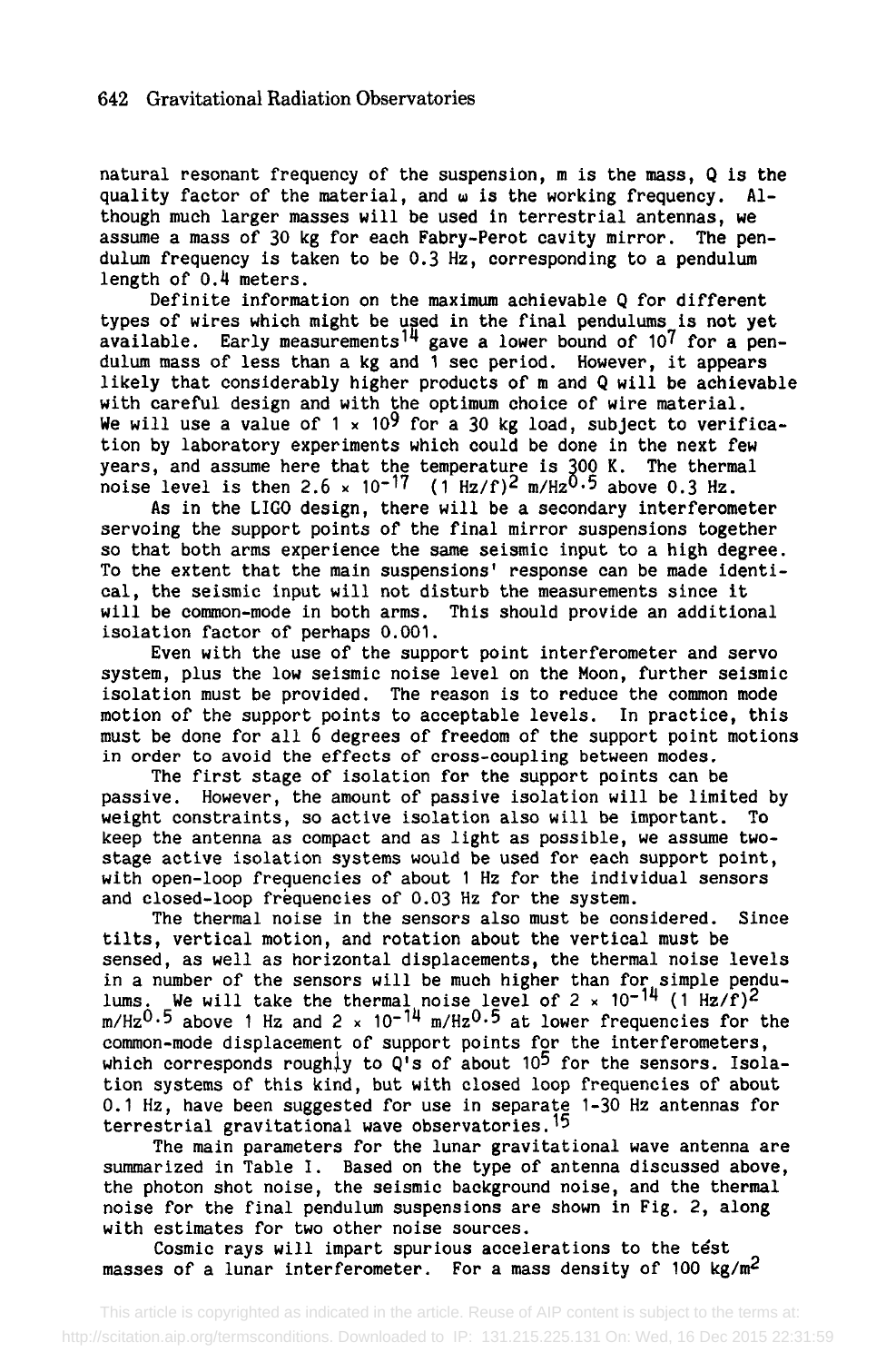natural resonant frequency of the suspension, m is the mass, Q is the quality factor of the material, and $\omega$ is the working frequency. Although much larger masses will be used in terrestrial antennas, we assume a mass of 30 kg for each Fabry-Perot cavity mirror. The pendulum frequency is taken to be 0.3 Hz, corresponding to a pendulum length of 0.4 meters.

Definite information on the maximum achievable Q for different types of wires which might be used in the final pendulums is not yet available. Early measurements[14] gave a lower bound of $10^7$ for a pendulum mass of less than a kg and 1 sec period. However, it appears likely that considerably higher products of m and Q will be achievable with careful design and with the optimum choice of wire material. We will use a value of $1 \times 10^9$ for a 30 kg load, subject to verification by laboratory experiments which could be done in the next few years, and assume here that the temperature is 300 K. The thermal noise level is then $2.6 \times 10^{-17}$ $(1\ \text{Hz}/f)^2$ m/Hz$^{0.5}$ above 0.3 Hz.

As in the LIGO design, there will be a secondary interferometer servoing the support points of the final mirror suspensions together so that both arms experience the same seismic input to a high degree. To the extent that the main suspensions' response can be made identical, the seismic input will not disturb the measurements since it will be common-mode in both arms. This should provide an additional isolation factor of perhaps 0.001.

Even with the use of the support point interferometer and servo system, plus the low seismic noise level on the Moon, further seismic isolation must be provided. The reason is to reduce the common mode motion of the support points to acceptable levels. In practice, this must be done for all 6 degrees of freedom of the support point motions in order to avoid the effects of cross-coupling between modes.

The first stage of isolation for the support points can be passive. However, the amount of passive isolation will be limited by weight constraints, so active isolation also will be important. To keep the antenna as compact and as light as possible, we assume two-stage active isolation systems would be used for each support point, with open-loop frequencies of about 1 Hz for the individual sensors and closed-loop frequencies of 0.03 Hz for the system.

The thermal noise in the sensors also must be considered. Since tilts, vertical motion, and rotation about the vertical must be sensed, as well as horizontal displacements, the thermal noise levels in a number of the sensors will be much higher than for simple pendulums. We will take the thermal noise level of $2 \times 10^{-14}$ $(1\ \text{Hz}/f)^2$ m/Hz$^{0.5}$ above 1 Hz and $2 \times 10^{-14}$ m/Hz$^{0.5}$ at lower frequencies for the common-mode displacement of support points for the interferometers, which corresponds roughly to Q's of about $10^5$ for the sensors. Isolation systems of this kind, but with closed loop frequencies of about 0.1 Hz, have been suggested for use in separate 1-30 Hz antennas for terrestrial gravitational wave observatories.[15]

The main parameters for the lunar gravitational wave antenna are summarized in Table I. Based on the type of antenna discussed above, the photon shot noise, the seismic background noise, and the thermal noise for the final pendulum suspensions are shown in Fig. 2, along with estimates for two other noise sources.

Cosmic rays will impart spurious accelerations to the test masses of a lunar interferometer. For a mass density of 100 kg/m$^2$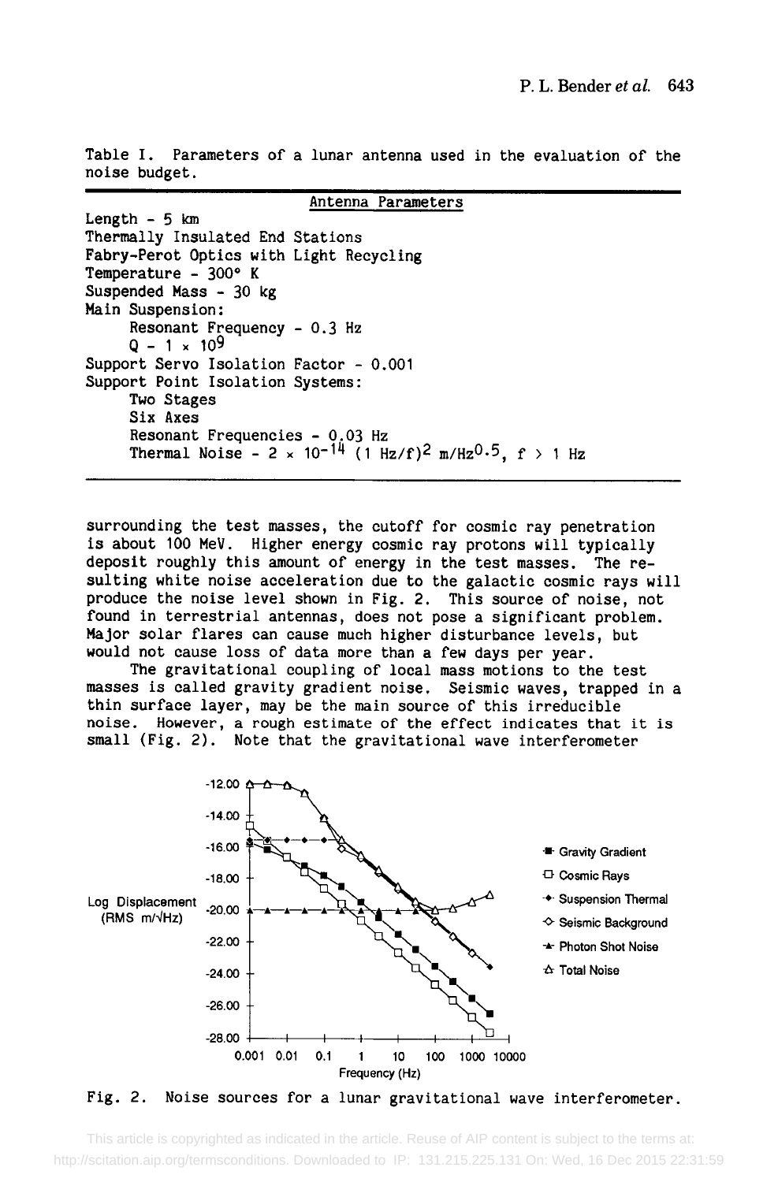Table I. Parameters of a lunar antenna used in the evaluation of the noise budget.

| Antenna Parameters |
|---|
| Length - 5 km |
| Thermally Insulated End Stations |
| Fabry-Perot Optics with Light Recycling |
| Temperature - 300° K |
| Suspended Mass - 30 kg |
| Main Suspension: |
| Resonant Frequency - 0.3 Hz |
| Q - $1 \times 10^9$ |
| Support Servo Isolation Factor - 0.001 |
| Support Point Isolation Systems: |
| Two Stages |
| Six Axes |
| Resonant Frequencies - 0.03 Hz |
| Thermal Noise - $2 \times 10^{-14}$ $(1\ \mathrm{Hz}/f)^2$ $\mathrm{m/Hz}^{0.5}$, $f > 1$ Hz |

surrounding the test masses, the cutoff for cosmic ray penetration is about 100 MeV. Higher energy cosmic ray protons will typically deposit roughly this amount of energy in the test masses. The resulting white noise acceleration due to the galactic cosmic rays will produce the noise level shown in Fig. 2. This source of noise, not found in terrestrial antennas, does not pose a significant problem. Major solar flares can cause much higher disturbance levels, but would not cause loss of data more than a few days per year.

The gravitational coupling of local mass motions to the test masses is called gravity gradient noise. Seismic waves, trapped in a thin surface layer, may be the main source of this irreducible noise. However, a rough estimate of the effect indicates that it is small (Fig. 2). Note that the gravitational wave interferometer

Fig. 2. Noise sources for a lunar gravitational wave interferometer.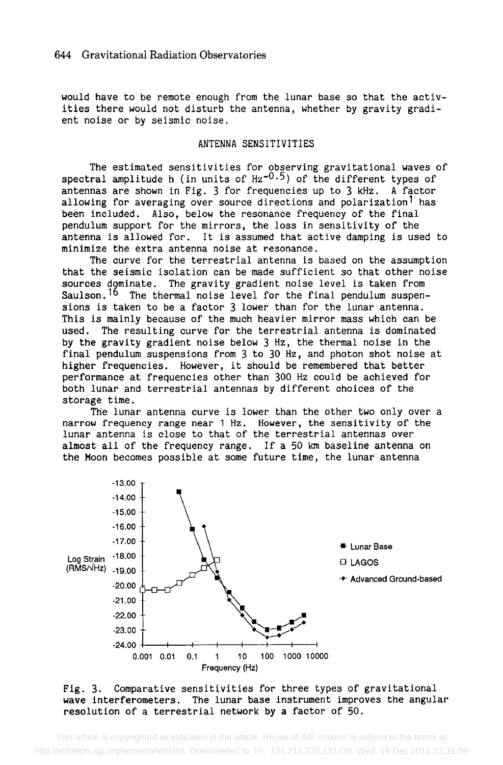would have to be remote enough from the lunar base so that the activities there would not disturb the antenna, whether by gravity gradient noise or by seismic noise.

## ANTENNA SENSITIVITIES

The estimated sensitivities for observing gravitational waves of spectral amplitude h (in units of $Hz^{-0.5}$) of the different types of antennas are shown in Fig. 3 for frequencies up to 3 kHz. A factor allowing for averaging over source directions and polarization[1] has been included. Also, below the resonance frequency of the final pendulum support for the mirrors, the loss in sensitivity of the antenna is allowed for. It is assumed that active damping is used to minimize the extra antenna noise at resonance.

The curve for the terrestrial antenna is based on the assumption that the seismic isolation can be made sufficient so that other noise sources dominate. The gravity gradient noise level is taken from Saulson.[16] The thermal noise level for the final pendulum suspensions is taken to be a factor 3 lower than for the lunar antenna. This is mainly because of the much heavier mirror mass which can be used. The resulting curve for the terrestrial antenna is dominated by the gravity gradient noise below 3 Hz, the thermal noise in the final pendulum suspensions from 3 to 30 Hz, and photon shot noise at higher frequencies. However, it should be remembered that better performance at frequencies other than 300 Hz could be achieved for both lunar and terrestrial antennas by different choices of the storage time.

The lunar antenna curve is lower than the other two only over a narrow frequency range near 1 Hz. However, the sensitivity of the lunar antenna is close to that of the terrestrial antennas over almost all of the frequency range. If a 50 km baseline antenna on the Moon becomes possible at some future time, the lunar antenna

Fig. 3. Comparative sensitivities for three types of gravitational wave interferometers. The lunar base instrument improves the angular resolution of a terrestrial network by a factor of 50.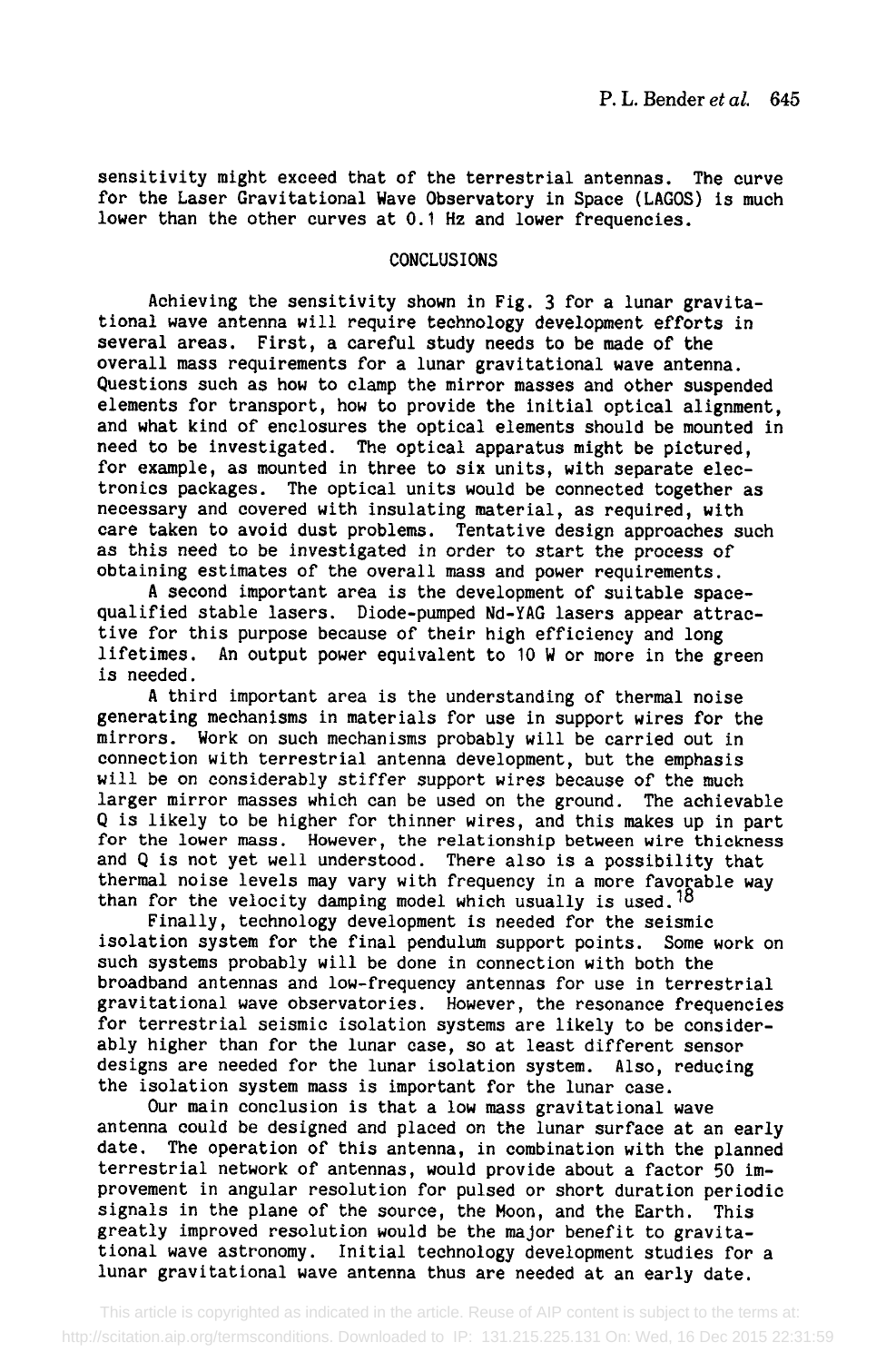sensitivity might exceed that of the terrestrial antennas. The curve for the Laser Gravitational Wave Observatory in Space (LAGOS) is much lower than the other curves at 0.1 Hz and lower frequencies.

## CONCLUSIONS

Achieving the sensitivity shown in Fig. 3 for a lunar gravitational wave antenna will require technology development efforts in several areas. First, a careful study needs to be made of the overall mass requirements for a lunar gravitational wave antenna. Questions such as how to clamp the mirror masses and other suspended elements for transport, how to provide the initial optical alignment, and what kind of enclosures the optical elements should be mounted in need to be investigated. The optical apparatus might be pictured, for example, as mounted in three to six units, with separate electronics packages. The optical units would be connected together as necessary and covered with insulating material, as required, with care taken to avoid dust problems. Tentative design approaches such as this need to be investigated in order to start the process of obtaining estimates of the overall mass and power requirements.

A second important area is the development of suitable space-qualified stable lasers. Diode-pumped Nd-YAG lasers appear attractive for this purpose because of their high efficiency and long lifetimes. An output power equivalent to 10 W or more in the green is needed.

A third important area is the understanding of thermal noise generating mechanisms in materials for use in support wires for the mirrors. Work on such mechanisms probably will be carried out in connection with terrestrial antenna development, but the emphasis will be on considerably stiffer support wires because of the much larger mirror masses which can be used on the ground. The achievable Q is likely to be higher for thinner wires, and this makes up in part for the lower mass. However, the relationship between wire thickness and Q is not yet well understood. There also is a possibility that thermal noise levels may vary with frequency in a more favorable way than for the velocity damping model which usually is used.[18]

Finally, technology development is needed for the seismic isolation system for the final pendulum support points. Some work on such systems probably will be done in connection with both the broadband antennas and low-frequency antennas for use in terrestrial gravitational wave observatories. However, the resonance frequencies for terrestrial seismic isolation systems are likely to be considerably higher than for the lunar case, so at least different sensor designs are needed for the lunar isolation system. Also, reducing the isolation system mass is important for the lunar case.

Our main conclusion is that a low mass gravitational wave antenna could be designed and placed on the lunar surface at an early date. The operation of this antenna, in combination with the planned terrestrial network of antennas, would provide about a factor 50 improvement in angular resolution for pulsed or short duration periodic signals in the plane of the source, the Moon, and the Earth. This greatly improved resolution would be the major benefit to gravitational wave astronomy. Initial technology development studies for a lunar gravitational wave antenna thus are needed at an early date.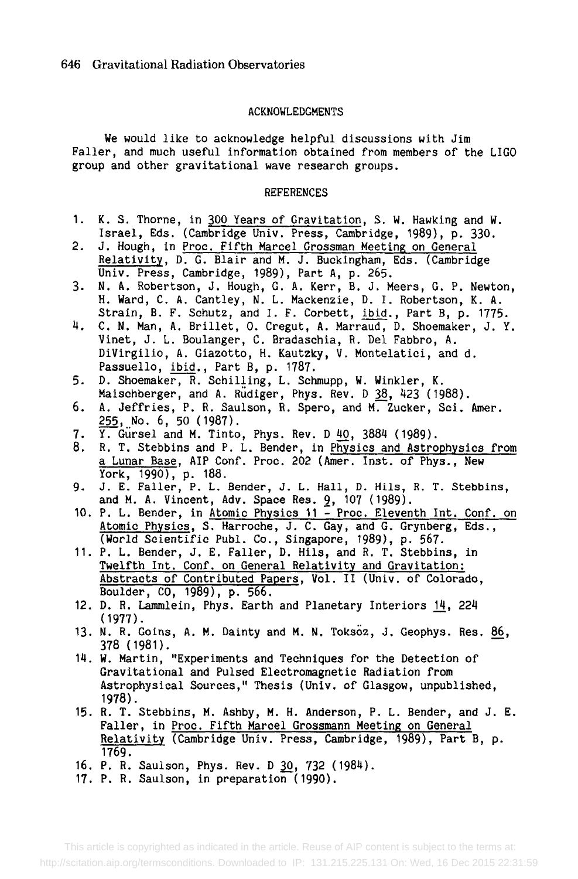## ACKNOWLEDGMENTS

We would like to acknowledge helpful discussions with Jim Faller, and much useful information obtained from members of the LIGO group and other gravitational wave research groups.

## REFERENCES

1. K. S. Thorne, in 300 Years of Gravitation, S. W. Hawking and W. Israel, Eds. (Cambridge Univ. Press, Cambridge, 1989), p. 330.
2. J. Hough, in Proc. Fifth Marcel Grossman Meeting on General Relativity, D. G. Blair and M. J. Buckingham, Eds. (Cambridge Univ. Press, Cambridge, 1989), Part A, p. 265.
3. N. A. Robertson, J. Hough, G. A. Kerr, B. J. Meers, G. P. Newton, H. Ward, C. A. Cantley, N. L. Mackenzie, D. I. Robertson, K. A. Strain, B. F. Schutz, and I. F. Corbett, ibid., Part B, p. 1775.
4. C. N. Man, A. Brillet, O. Cregut, A. Marraud, D. Shoemaker, J. Y. Vinet, J. L. Boulanger, C. Bradaschia, R. Del Fabbro, A. DiVirgilio, A. Giazotto, H. Kautzky, V. Montelatici, and d. Passuello, ibid., Part B, p. 1787.
5. D. Shoemaker, R. Schilling, L. Schmupp, W. Winkler, K. Maischberger, and A. Rüdiger, Phys. Rev. D 38, 423 (1988).
6. A. Jeffries, P. R. Saulson, R. Spero, and M. Zucker, Sci. Amer. 255, No. 6, 50 (1987).
7. Y. Gürsel and M. Tinto, Phys. Rev. D 40, 3884 (1989).
8. R. T. Stebbins and P. L. Bender, in Physics and Astrophysics from a Lunar Base, AIP Conf. Proc. 202 (Amer. Inst. of Phys., New York, 1990), p. 188.
9. J. E. Faller, P. L. Bender, J. L. Hall, D. Hils, R. T. Stebbins, and M. A. Vincent, Adv. Space Res. 9, 107 (1989).
10. P. L. Bender, in Atomic Physics 11 - Proc. Eleventh Int. Conf. on Atomic Physics, S. Harroche, J. C. Gay, and G. Grynberg, Eds., (World Scientific Publ. Co., Singapore, 1989), p. 567.
11. P. L. Bender, J. E. Faller, D. Hils, and R. T. Stebbins, in Twelfth Int. Conf. on General Relativity and Gravitation: Abstracts of Contributed Papers, Vol. II (Univ. of Colorado, Boulder, CO, 1989), p. 566.
12. D. R. Lammlein, Phys. Earth and Planetary Interiors 14, 224 (1977).
13. N. R. Goins, A. M. Dainty and M. N. Toksöz, J. Geophys. Res. 86, 378 (1981).
14. W. Martin, "Experiments and Techniques for the Detection of Gravitational and Pulsed Electromagnetic Radiation from Astrophysical Sources," Thesis (Univ. of Glasgow, unpublished, 1978).
15. R. T. Stebbins, M. Ashby, M. H. Anderson, P. L. Bender, and J. E. Faller, in Proc. Fifth Marcel Grossmann Meeting on General Relativity (Cambridge Univ. Press, Cambridge, 1989), Part B, p. 1769.
16. P. R. Saulson, Phys. Rev. D 30, 732 (1984).
17. P. R. Saulson, in preparation (1990).